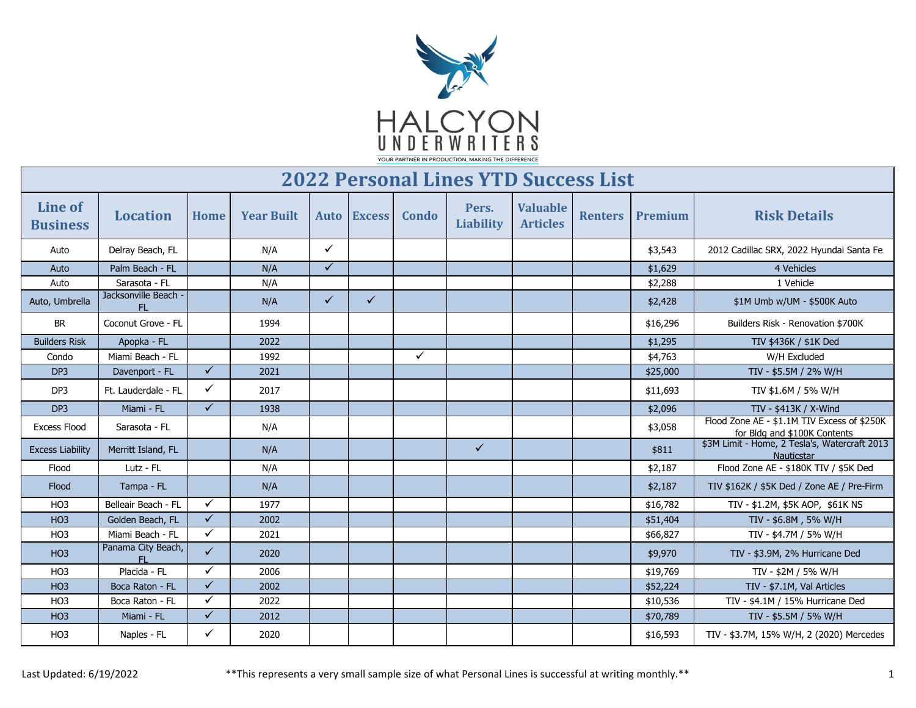# HALCYON UNDERWRITERS

YOUR PARTNER IN PRODUCTION, MAKING THE DIFFERENCE

## 2022 Personal Lines YTD Success List

| Line of Business | Location | Home | Year Built | Auto | Excess | Condo | Pers. Liability | Valuable Articles | Renters | Premium | Risk Details |
|---|---|---|---|---|---|---|---|---|---|---|---|
| Auto | Delray Beach, FL | | N/A | ✓ | | | | | | $3,543 | 2012 Cadillac SRX, 2022 Hyundai Santa Fe |
| Auto | Palm Beach - FL | | N/A | ✓ | | | | | | $1,629 | 4 Vehicles |
| Auto | Sarasota - FL | | N/A | | | | | | | $2,288 | 1 Vehicle |
| Auto, Umbrella | Jacksonville Beach - FL | | N/A | ✓ | ✓ | | | | | $2,428 | $1M Umb w/UM - $500K Auto |
| BR | Coconut Grove - FL | | 1994 | | | | | | | $16,296 | Builders Risk - Renovation $700K |
| Builders Risk | Apopka - FL | | 2022 | | | | | | | $1,295 | TIV $436K / $1K Ded |
| Condo | Miami Beach - FL | | 1992 | | | ✓ | | | | $4,763 | W/H Excluded |
| DP3 | Davenport - FL | ✓ | 2021 | | | | | | | $25,000 | TIV - $5.5M / 2% W/H |
| DP3 | Ft. Lauderdale - FL | ✓ | 2017 | | | | | | | $11,693 | TIV $1.6M / 5% W/H |
| DP3 | Miami - FL | ✓ | 1938 | | | | | | | $2,096 | TIV - $413K / X-Wind |
| Excess Flood | Sarasota - FL | | N/A | | | | | | | $3,058 | Flood Zone AE - $1.1M TIV Excess of $250K for Bldg and $100K Contents |
| Excess Liability | Merritt Island, FL | | N/A | | | | ✓ | | | $811 | $3M Limit - Home, 2 Tesla's, Watercraft 2013 Nauticstar |
| Flood | Lutz - FL | | N/A | | | | | | | $2,187 | Flood Zone AE - $180K TIV / $5K Ded |
| Flood | Tampa - FL | | N/A | | | | | | | $2,187 | TIV $162K / $5K Ded / Zone AE / Pre-Firm |
| HO3 | Belleair Beach - FL | ✓ | 1977 | | | | | | | $16,782 | TIV - $1.2M, $5K AOP, $61K NS |
| HO3 | Golden Beach, FL | ✓ | 2002 | | | | | | | $51,404 | TIV - $6.8M , 5% W/H |
| HO3 | Miami Beach - FL | ✓ | 2021 | | | | | | | $66,827 | TIV - $4.7M / 5% W/H |
| HO3 | Panama City Beach, FL | ✓ | 2020 | | | | | | | $9,970 | TIV - $3.9M, 2% Hurricane Ded |
| HO3 | Placida - FL | ✓ | 2006 | | | | | | | $19,769 | TIV - $2M / 5% W/H |
| HO3 | Boca Raton - FL | ✓ | 2002 | | | | | | | $52,224 | TIV - $7.1M, Val Articles |
| HO3 | Boca Raton - FL | ✓ | 2022 | | | | | | | $10,536 | TIV - $4.1M / 15% Hurricane Ded |
| HO3 | Miami - FL | ✓ | 2012 | | | | | | | $70,789 | TIV - $5.5M / 5% W/H |
| HO3 | Naples - FL | ✓ | 2020 | | | | | | | $16,593 | TIV - $3.7M, 15% W/H, 2 (2020) Mercedes |

Last Updated: 6/19/2022

**This represents a very small sample size of what Personal Lines is successful at writing monthly.**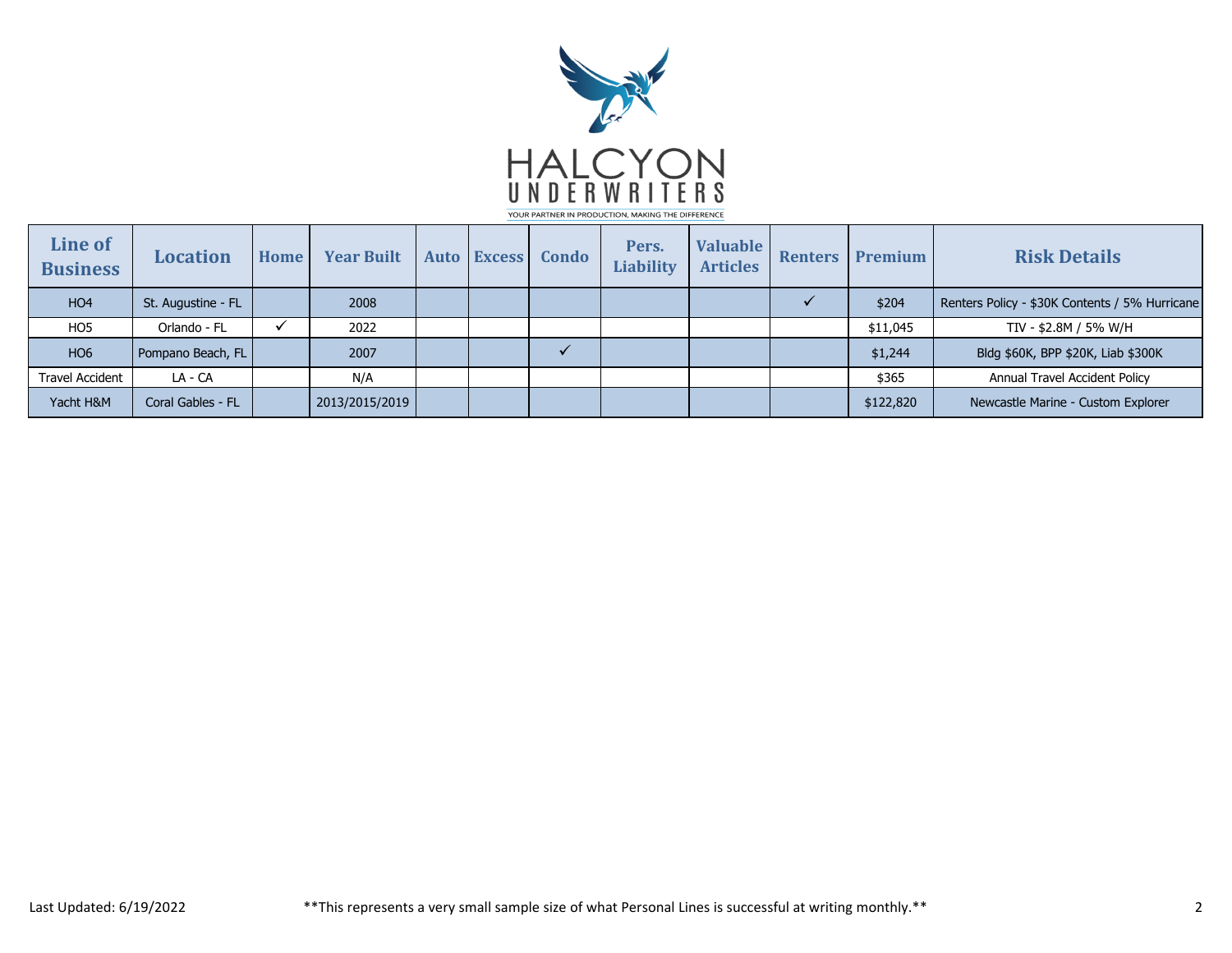HALCYON UNDERWRITERS

YOUR PARTNER IN PRODUCTION, MAKING THE DIFFERENCE

| Line of Business | Location | Home | Year Built | Auto | Excess | Condo | Pers. Liability | Valuable Articles | Renters | Premium | Risk Details |
|---|---|---|---|---|---|---|---|---|---|---|---|
| HO4 | St. Augustine - FL | | 2008 | | | | | | ✓ | $204 | Renters Policy - $30K Contents / 5% Hurricane |
| HO5 | Orlando - FL | ✓ | 2022 | | | | | | | $11,045 | TIV - $2.8M / 5% W/H |
| HO6 | Pompano Beach, FL | | 2007 | | | ✓ | | | | $1,244 | Bldg $60K, BPP $20K, Liab $300K |
| Travel Accident | LA - CA | | N/A | | | | | | | $365 | Annual Travel Accident Policy |
| Yacht H&M | Coral Gables - FL | | 2013/2015/2019 | | | | | | | $122,820 | Newcastle Marine - Custom Explorer |

Last Updated: 6/19/2022

**This represents a very small sample size of what Personal Lines is successful at writing monthly.**